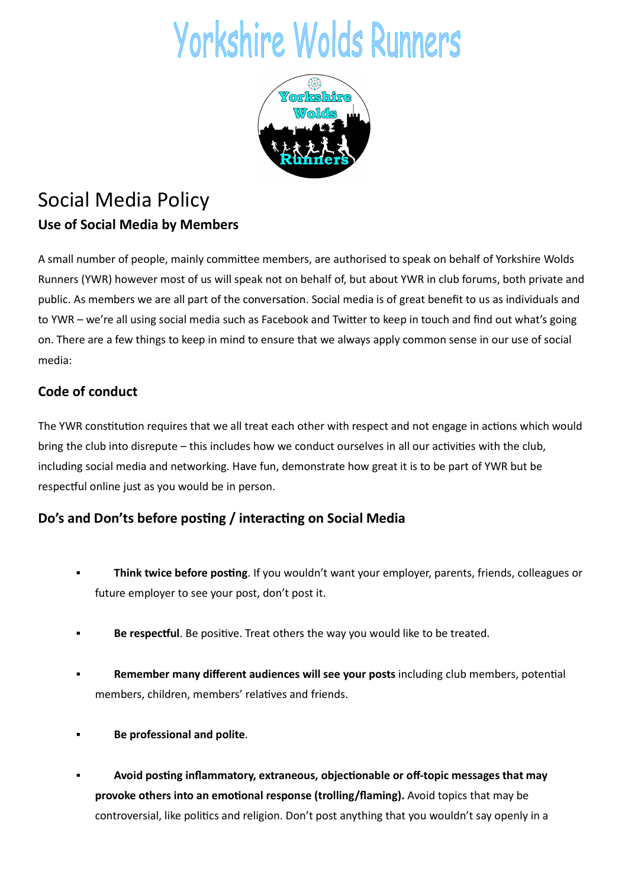# Yorkshire Wolds Runners

## Social Media Policy

### Use of Social Media by Members

A small number of people, mainly committee members, are authorised to speak on behalf of Yorkshire Wolds Runners (YWR) however most of us will speak not on behalf of, but about YWR in club forums, both private and public. As members we are all part of the conversation. Social media is of great benefit to us as individuals and to YWR – we're all using social media such as Facebook and Twitter to keep in touch and find out what's going on. There are a few things to keep in mind to ensure that we always apply common sense in our use of social media:

### Code of conduct

The YWR constitution requires that we all treat each other with respect and not engage in actions which would bring the club into disrepute – this includes how we conduct ourselves in all our activities with the club, including social media and networking. Have fun, demonstrate how great it is to be part of YWR but be respectful online just as you would be in person.

### Do's and Don'ts before posting / interacting on Social Media

- **Think twice before posting**. If you wouldn't want your employer, parents, friends, colleagues or future employer to see your post, don't post it.
- **Be respectful**. Be positive. Treat others the way you would like to be treated.
- **Remember many different audiences will see your posts** including club members, potential members, children, members' relatives and friends.
- **Be professional and polite**.
- **Avoid posting inflammatory, extraneous, objectionable or off-topic messages that may provoke others into an emotional response (trolling/flaming).** Avoid topics that may be controversial, like politics and religion. Don't post anything that you wouldn't say openly in a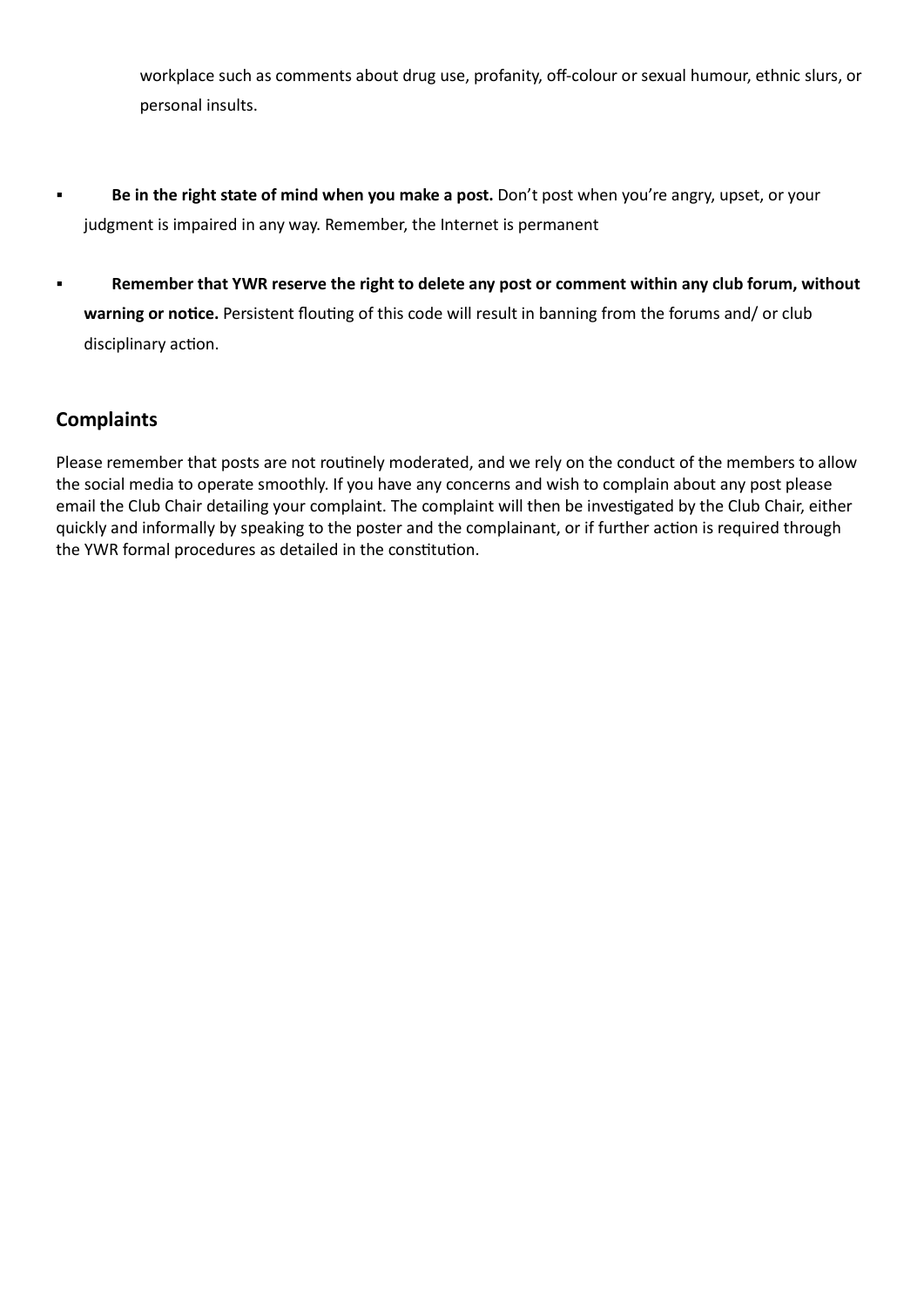workplace such as comments about drug use, profanity, off-colour or sexual humour, ethnic slurs, or personal insults.

- **Be in the right state of mind when you make a post.** Don't post when you're angry, upset, or your judgment is impaired in any way. Remember, the Internet is permanent

- **Remember that YWR reserve the right to delete any post or comment within any club forum, without warning or notice.** Persistent flouting of this code will result in banning from the forums and/ or club disciplinary action.

## Complaints

Please remember that posts are not routinely moderated, and we rely on the conduct of the members to allow the social media to operate smoothly. If you have any concerns and wish to complain about any post please email the Club Chair detailing your complaint. The complaint will then be investigated by the Club Chair, either quickly and informally by speaking to the poster and the complainant, or if further action is required through the YWR formal procedures as detailed in the constitution.